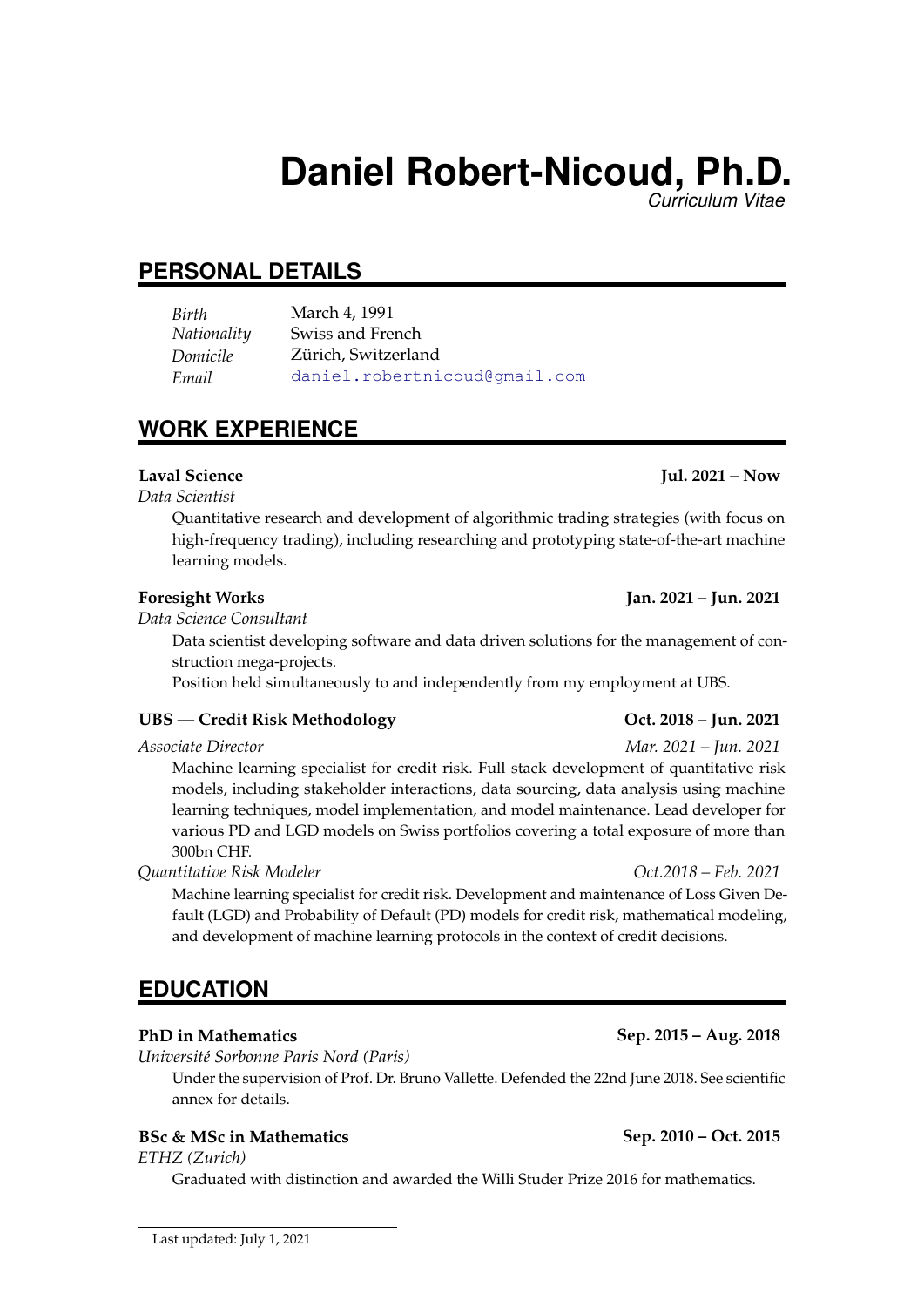# Daniel Robert-Nicoud, Ph.D.

*Curriculum Vitae*

## PERSONAL DETAILS

| | |
|---|---|
| *Birth* | March 4, 1991 |
| *Nationality* | Swiss and French |
| *Domicile* | Zürich, Switzerland |
| *Email* | daniel.robertnicoud@gmail.com |

## WORK EXPERIENCE

**Laval Science** **Jul. 2021 – Now**

*Data Scientist*

Quantitative research and development of algorithmic trading strategies (with focus on high-frequency trading), including researching and prototyping state-of-the-art machine learning models.

**Foresight Works** **Jan. 2021 – Jun. 2021**

*Data Science Consultant*

Data scientist developing software and data driven solutions for the management of construction mega-projects.

Position held simultaneously to and independently from my employment at UBS.

**UBS — Credit Risk Methodology** **Oct. 2018 – Jun. 2021**

*Associate Director* *Mar. 2021 – Jun. 2021*

Machine learning specialist for credit risk. Full stack development of quantitative risk models, including stakeholder interactions, data sourcing, data analysis using machine learning techniques, model implementation, and model maintenance. Lead developer for various PD and LGD models on Swiss portfolios covering a total exposure of more than 300bn CHF.

*Quantitative Risk Modeler* *Oct.2018 – Feb. 2021*

Machine learning specialist for credit risk. Development and maintenance of Loss Given Default (LGD) and Probability of Default (PD) models for credit risk, mathematical modeling, and development of machine learning protocols in the context of credit decisions.

## EDUCATION

**PhD in Mathematics** **Sep. 2015 – Aug. 2018**

*Université Sorbonne Paris Nord (Paris)*

Under the supervision of Prof. Dr. Bruno Vallette. Defended the 22nd June 2018. See scientific annex for details.

**BSc & MSc in Mathematics** **Sep. 2010 – Oct. 2015**

*ETHZ (Zurich)*

Graduated with distinction and awarded the Willi Studer Prize 2016 for mathematics.

Last updated: July 1, 2021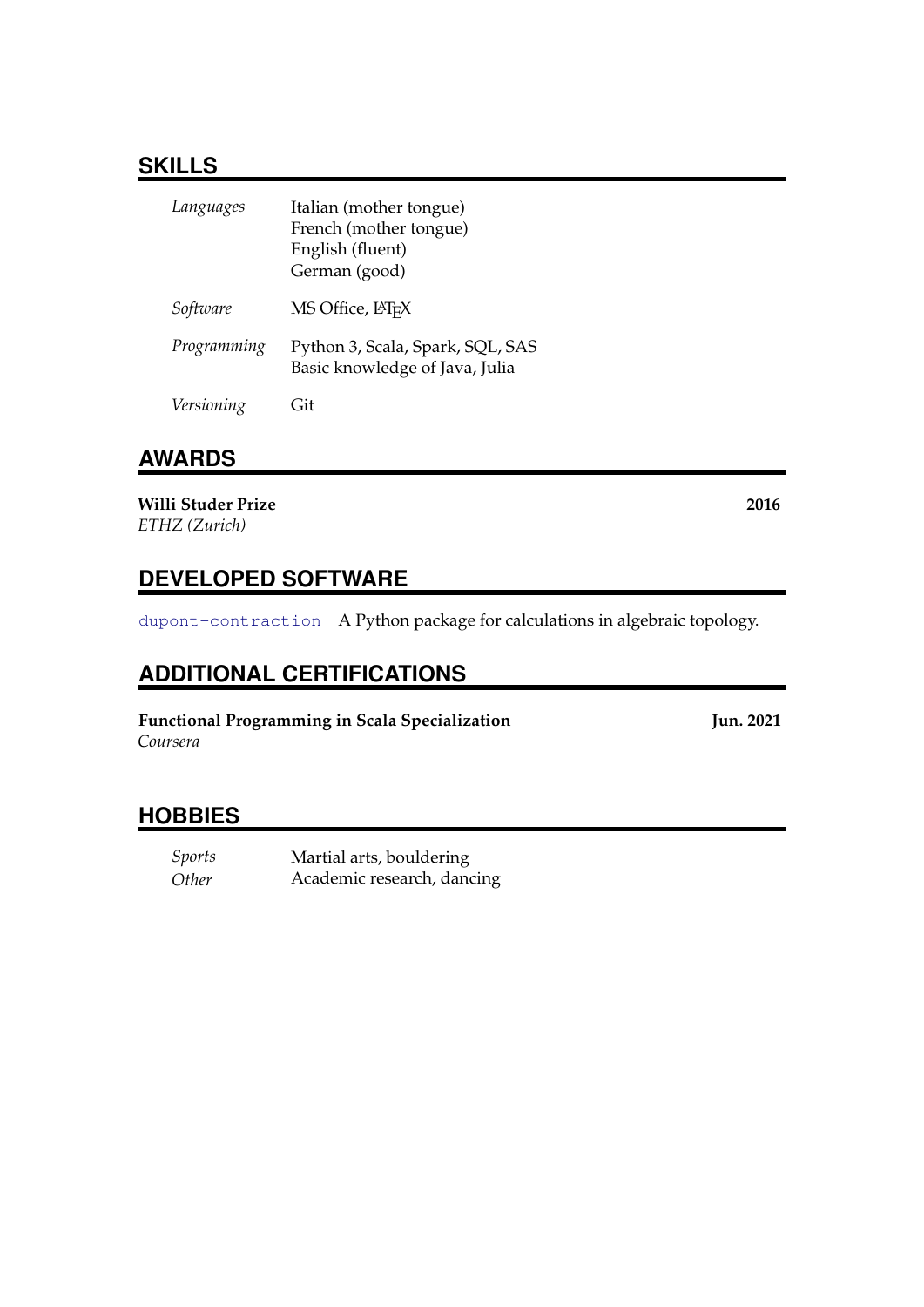## SKILLS

| | |
|---|---|
| *Languages* | Italian (mother tongue)<br>French (mother tongue)<br>English (fluent)<br>German (good) |
| *Software* | MS Office, LaTeX |
| *Programming* | Python 3, Scala, Spark, SQL, SAS<br>Basic knowledge of Java, Julia |
| *Versioning* | Git |

## AWARDS

**Willi Studer Prize** **2016**
*ETHZ (Zurich)*

## DEVELOPED SOFTWARE

`dupont-contraction` A Python package for calculations in algebraic topology.

## ADDITIONAL CERTIFICATIONS

**Functional Programming in Scala Specialization** **Jun. 2021**
*Coursera*

## HOBBIES

| | |
|---|---|
| *Sports* | Martial arts, bouldering |
| *Other* | Academic research, dancing |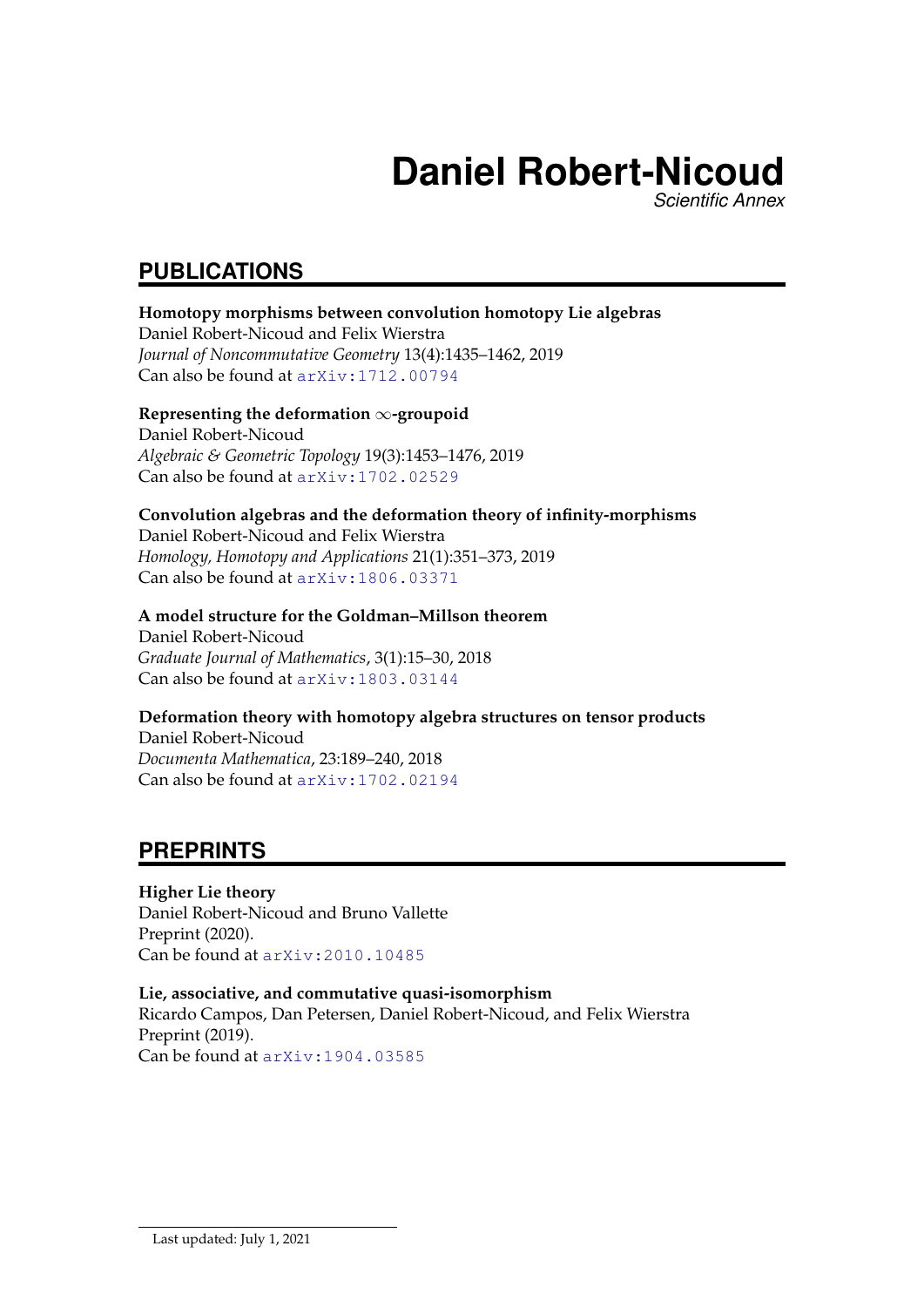# Daniel Robert-Nicoud

*Scientific Annex*

## PUBLICATIONS

**Homotopy morphisms between convolution homotopy Lie algebras**
Daniel Robert-Nicoud and Felix Wierstra
*Journal of Noncommutative Geometry* 13(4):1435–1462, 2019
Can also be found at arXiv:1712.00794

**Representing the deformation $\infty$-groupoid**
Daniel Robert-Nicoud
*Algebraic & Geometric Topology* 19(3):1453–1476, 2019
Can also be found at arXiv:1702.02529

**Convolution algebras and the deformation theory of infinity-morphisms**
Daniel Robert-Nicoud and Felix Wierstra
*Homology, Homotopy and Applications* 21(1):351–373, 2019
Can also be found at arXiv:1806.03371

**A model structure for the Goldman–Millson theorem**
Daniel Robert-Nicoud
*Graduate Journal of Mathematics*, 3(1):15–30, 2018
Can also be found at arXiv:1803.03144

**Deformation theory with homotopy algebra structures on tensor products**
Daniel Robert-Nicoud
*Documenta Mathematica*, 23:189–240, 2018
Can also be found at arXiv:1702.02194

## PREPRINTS

**Higher Lie theory**
Daniel Robert-Nicoud and Bruno Vallette
Preprint (2020).
Can be found at arXiv:2010.10485

**Lie, associative, and commutative quasi-isomorphism**
Ricardo Campos, Dan Petersen, Daniel Robert-Nicoud, and Felix Wierstra
Preprint (2019).
Can be found at arXiv:1904.03585

Last updated: July 1, 2021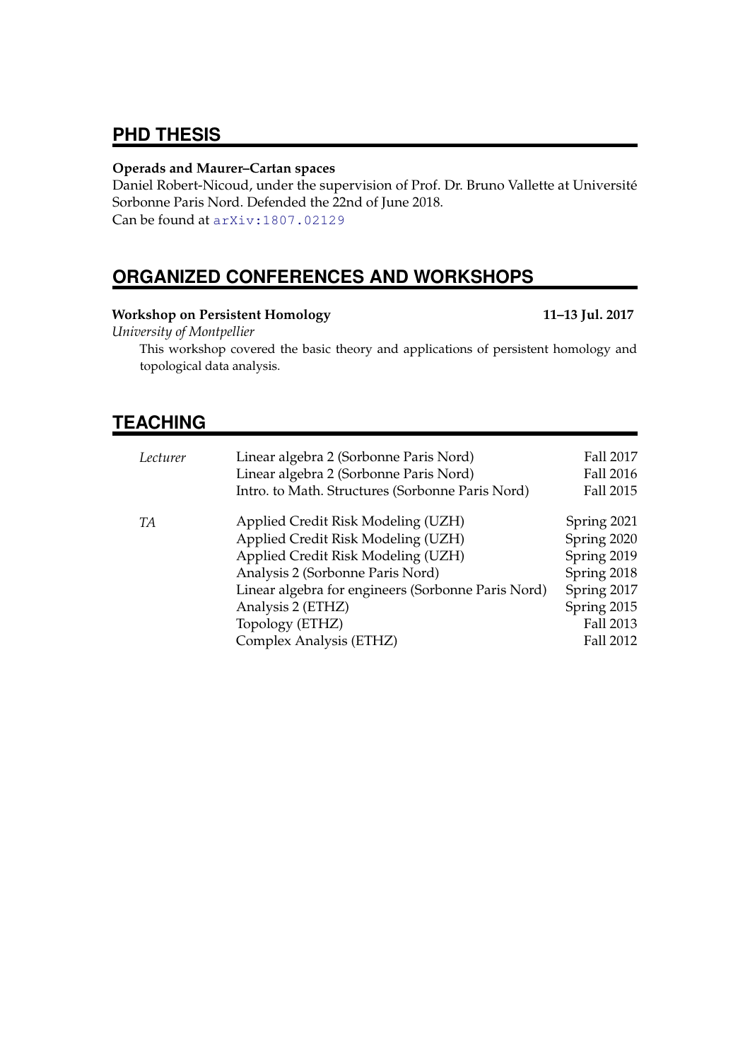## PHD THESIS

**Operads and Maurer–Cartan spaces**
Daniel Robert-Nicoud, under the supervision of Prof. Dr. Bruno Vallette at Université Sorbonne Paris Nord. Defended the 22nd of June 2018.
Can be found at `arXiv:1807.02129`

## ORGANIZED CONFERENCES AND WORKSHOPS

**Workshop on Persistent Homology** **11–13 Jul. 2017**
*University of Montpellier*

This workshop covered the basic theory and applications of persistent homology and topological data analysis.

## TEACHING

| | | |
|---|---|---|
| *Lecturer* | Linear algebra 2 (Sorbonne Paris Nord) | Fall 2017 |
| | Linear algebra 2 (Sorbonne Paris Nord) | Fall 2016 |
| | Intro. to Math. Structures (Sorbonne Paris Nord) | Fall 2015 |
| *TA* | Applied Credit Risk Modeling (UZH) | Spring 2021 |
| | Applied Credit Risk Modeling (UZH) | Spring 2020 |
| | Applied Credit Risk Modeling (UZH) | Spring 2019 |
| | Analysis 2 (Sorbonne Paris Nord) | Spring 2018 |
| | Linear algebra for engineers (Sorbonne Paris Nord) | Spring 2017 |
| | Analysis 2 (ETHZ) | Spring 2015 |
| | Topology (ETHZ) | Fall 2013 |
| | Complex Analysis (ETHZ) | Fall 2012 |